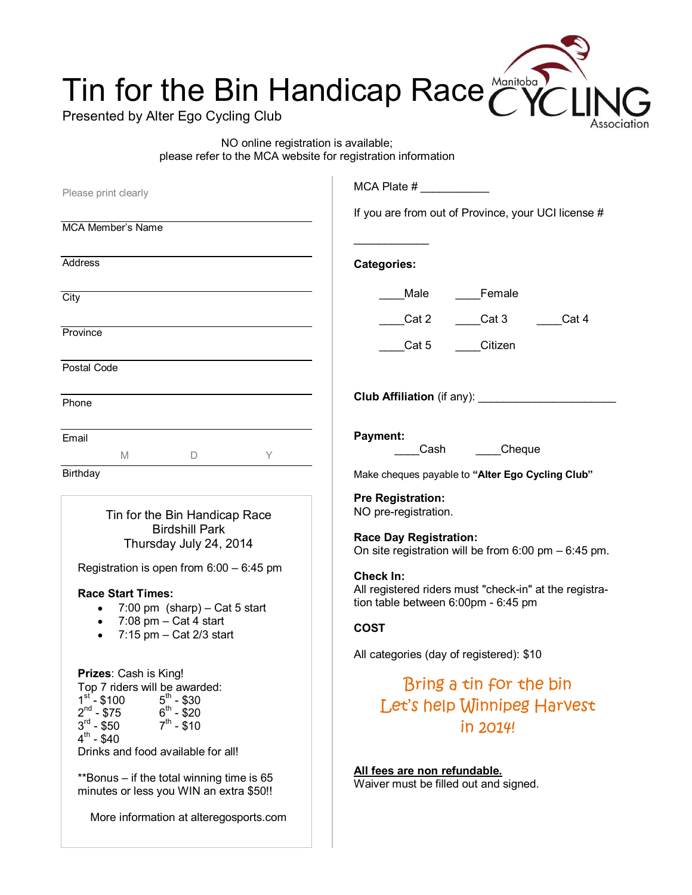# Tin for the Bin Handicap Race

Presented by Alter Ego Cycling Club

Manitoba CYCLING Association

NO online registration is available;
please refer to the MCA website for registration information

Please print clearly

MCA Member's Name

Address

City

Province

Postal Code

Phone

Email

M D Y

Birthday

---

Tin for the Bin Handicap Race
Birdshill Park
Thursday July 24, 2014

Registration is open from 6:00 – 6:45 pm

**Race Start Times:**

- 7:00 pm (sharp) – Cat 5 start
- 7:08 pm – Cat 4 start
- 7:15 pm – Cat 2/3 start

**Prizes**: Cash is King!
Top 7 riders will be awarded:

1st - $100
2nd - $75
3rd - $50
4th - $40
5th - $30
6th - $20
7th - $10

Drinks and food available for all!

**Bonus – if the total winning time is 65 minutes or less you WIN an extra $50!!

More information at alteregosports.com

---

MCA Plate # ___________

If you are from out of Province, your UCI license # ____________

**Categories:**

____Male ____Female

____Cat 2 ____Cat 3 ____Cat 4

____Cat 5 ____Citizen

**Club Affiliation** (if any): ______________________

**Payment:**
____Cash ____Cheque

Make cheques payable to **"Alter Ego Cycling Club"**

**Pre Registration:**
NO pre-registration.

**Race Day Registration:**
On site registration will be from 6:00 pm – 6:45 pm.

**Check In:**
All registered riders must "check-in" at the registration table between 6:00pm - 6:45 pm

**COST**

All categories (day of registered): $10

Bring a tin for the bin
Let's help Winnipeg Harvest
in 2014!

**All fees are non refundable.**
Waiver must be filled out and signed.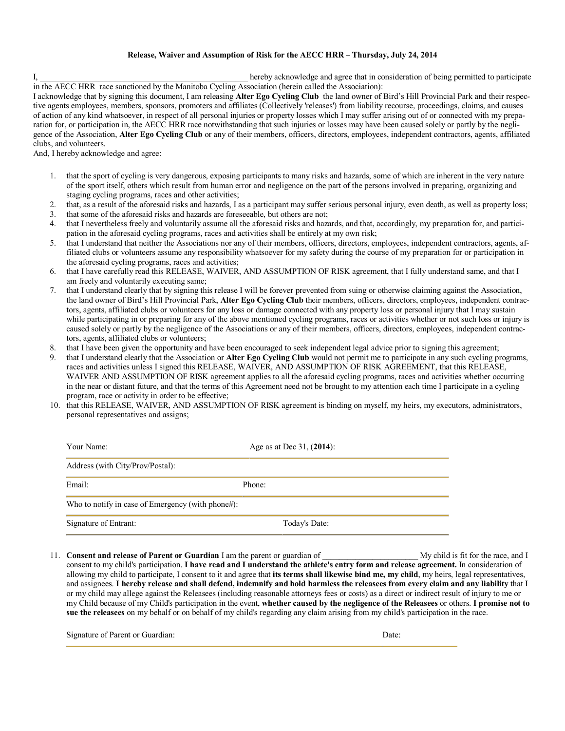**Release, Waiver and Assumption of Risk for the AECC HRR – Thursday, July 24, 2014**

I, \_\_\_\_\_\_\_\_\_\_\_\_\_\_\_\_\_\_\_\_\_\_\_\_\_\_\_\_\_\_\_\_\_\_\_\_\_\_\_\_\_\_\_\_\_\_\_\_\_\_ hereby acknowledge and agree that in consideration of being permitted to participate in the AECC HRR race sanctioned by the Manitoba Cycling Association (herein called the Association):

I acknowledge that by signing this document, I am releasing **Alter Ego Cycling Club** the land owner of Bird's Hill Provincial Park and their respective agents employees, members, sponsors, promoters and affiliates (Collectively 'releases') from liability recourse, proceedings, claims, and causes of action of any kind whatsoever, in respect of all personal injuries or property losses which I may suffer arising out of or connected with my preparation for, or participation in, the AECC HRR race notwithstanding that such injuries or losses may have been caused solely or partly by the negligence of the Association, **Alter Ego Cycling Club** or any of their members, officers, directors, employees, independent contractors, agents, affiliated clubs, and volunteers.

And, I hereby acknowledge and agree:

1. that the sport of cycling is very dangerous, exposing participants to many risks and hazards, some of which are inherent in the very nature of the sport itself, others which result from human error and negligence on the part of the persons involved in preparing, organizing and staging cycling programs, races and other activities;
2. that, as a result of the aforesaid risks and hazards, I as a participant may suffer serious personal injury, even death, as well as property loss;
3. that some of the aforesaid risks and hazards are foreseeable, but others are not;
4. that I nevertheless freely and voluntarily assume all the aforesaid risks and hazards, and that, accordingly, my preparation for, and participation in the aforesaid cycling programs, races and activities shall be entirely at my own risk;
5. that I understand that neither the Associations nor any of their members, officers, directors, employees, independent contractors, agents, affiliated clubs or volunteers assume any responsibility whatsoever for my safety during the course of my preparation for or participation in the aforesaid cycling programs, races and activities;
6. that I have carefully read this RELEASE, WAIVER, AND ASSUMPTION OF RISK agreement, that I fully understand same, and that I am freely and voluntarily executing same;
7. that I understand clearly that by signing this release I will be forever prevented from suing or otherwise claiming against the Association, the land owner of Bird's Hill Provincial Park, **Alter Ego Cycling Club** their members, officers, directors, employees, independent contractors, agents, affiliated clubs or volunteers for any loss or damage connected with any property loss or personal injury that I may sustain while participating in or preparing for any of the above mentioned cycling programs, races or activities whether or not such loss or injury is caused solely or partly by the negligence of the Associations or any of their members, officers, directors, employees, independent contractors, agents, affiliated clubs or volunteers;
8. that I have been given the opportunity and have been encouraged to seek independent legal advice prior to signing this agreement;
9. that I understand clearly that the Association or **Alter Ego Cycling Club** would not permit me to participate in any such cycling programs, races and activities unless I signed this RELEASE, WAIVER, AND ASSUMPTION OF RISK AGREEMENT, that this RELEASE, WAIVER AND ASSUMPTION OF RISK agreement applies to all the aforesaid cycling programs, races and activities whether occurring in the near or distant future, and that the terms of this Agreement need not be brought to my attention each time I participate in a cycling program, race or activity in order to be effective;
10. that this RELEASE, WAIVER, AND ASSUMPTION OF RISK agreement is binding on myself, my heirs, my executors, administrators, personal representatives and assigns;

Your Name: Age as at Dec 31, (**2014**):

Address (with City/Prov/Postal):

Email: Phone:

Who to notify in case of Emergency (with phone#):

Signature of Entrant: Today's Date:

11. **Consent and release of Parent or Guardian** I am the parent or guardian of \_\_\_\_\_\_\_\_\_\_\_\_\_\_\_\_\_\_\_\_\_\_ My child is fit for the race, and I consent to my child's participation. **I have read and I understand the athlete's entry form and release agreement.** In consideration of allowing my child to participate, I consent to it and agree that **its terms shall likewise bind me, my child**, my heirs, legal representatives, and assignees. **I hereby release and shall defend, indemnify and hold harmless the releasees from every claim and any liability** that I or my child may allege against the Releasees (including reasonable attorneys fees or costs) as a direct or indirect result of injury to me or my Child because of my Child's participation in the event, **whether caused by the negligence of the Releasees** or others. **I promise not to sue the releasees** on my behalf or on behalf of my child's regarding any claim arising from my child's participation in the race.

Signature of Parent or Guardian: Date: